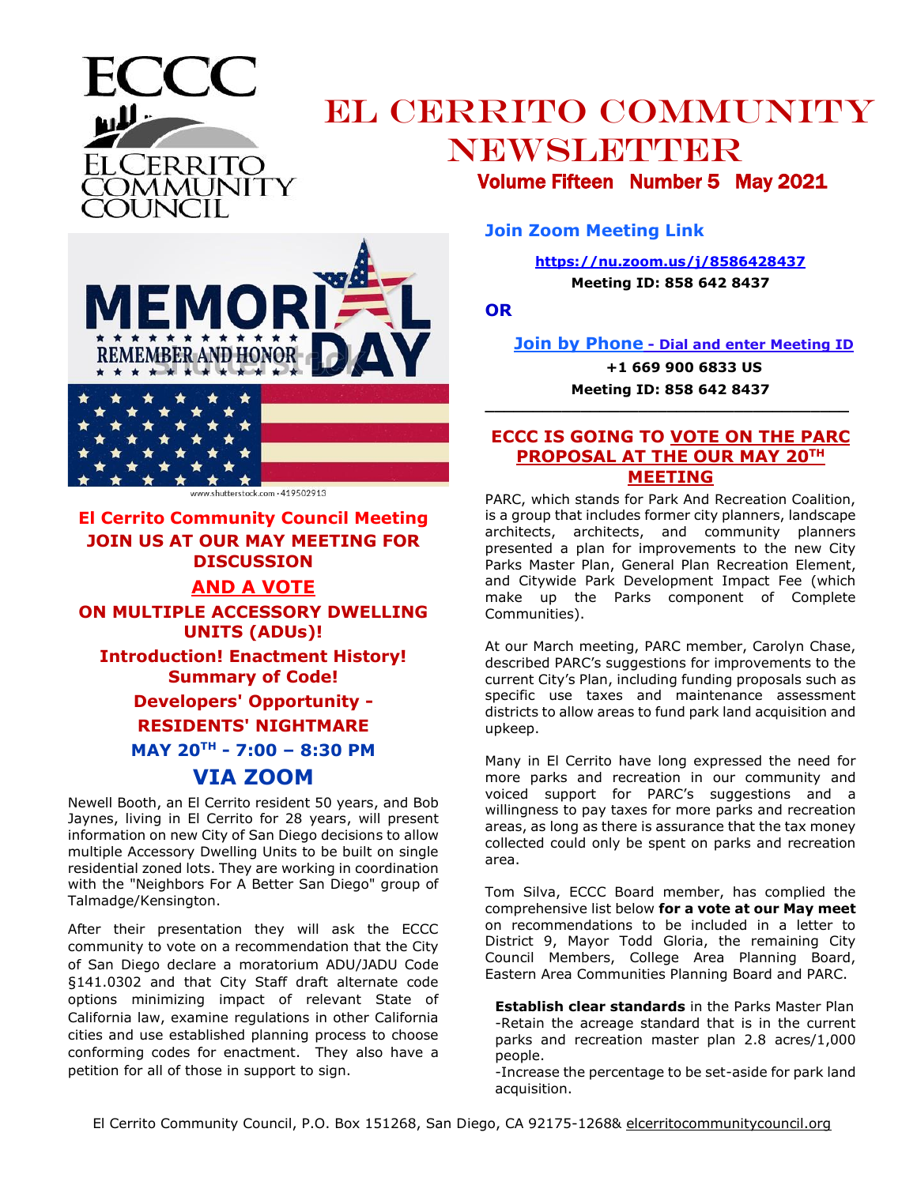ECCC

EL CERRITO COMMUNITY COUNCIL

# El Cerrito Community Newsletter

**Volume Fifteen Number 5 May 2021**

## El Cerrito Community Council Meeting

**JOIN US AT OUR MAY MEETING FOR DISCUSSION**

**AND A VOTE**

**ON MULTIPLE ACCESSORY DWELLING UNITS (ADUs)!**

**Introduction! Enactment History! Summary of Code!**

**Developers' Opportunity - RESIDENTS' NIGHTMARE**

**MAY 20TH - 7:00 – 8:30 PM**

**VIA ZOOM**

Newell Booth, an El Cerrito resident 50 years, and Bob Jaynes, living in El Cerrito for 28 years, will present information on new City of San Diego decisions to allow multiple Accessory Dwelling Units to be built on single residential zoned lots. They are working in coordination with the "Neighbors For A Better San Diego" group of Talmadge/Kensington.

After their presentation they will ask the ECCC community to vote on a recommendation that the City of San Diego declare a moratorium ADU/JADU Code §141.0302 and that City Staff draft alternate code options minimizing impact of relevant State of California law, examine regulations in other California cities and use established planning process to choose conforming codes for enactment. They also have a petition for all of those in support to sign.

**Join Zoom Meeting Link**

**https://nu.zoom.us/j/8586428437**

**Meeting ID: 858 642 8437**

**OR**

**Join by Phone - Dial and enter Meeting ID**

**+1 669 900 6833 US**

**Meeting ID: 858 642 8437**

---

## ECCC IS GOING TO VOTE ON THE PARC PROPOSAL AT THE OUR MAY 20TH MEETING

PARC, which stands for Park And Recreation Coalition, is a group that includes former city planners, landscape architects, architects, and community planners presented a plan for improvements to the new City Parks Master Plan, General Plan Recreation Element, and Citywide Park Development Impact Fee (which make up the Parks component of Complete Communities).

At our March meeting, PARC member, Carolyn Chase, described PARC's suggestions for improvements to the current City's Plan, including funding proposals such as specific use taxes and maintenance assessment districts to allow areas to fund park land acquisition and upkeep.

Many in El Cerrito have long expressed the need for more parks and recreation in our community and voiced support for PARC's suggestions and a willingness to pay taxes for more parks and recreation areas, as long as there is assurance that the tax money collected could only be spent on parks and recreation area.

Tom Silva, ECCC Board member, has complied the comprehensive list below **for a vote at our May meet** on recommendations to be included in a letter to District 9, Mayor Todd Gloria, the remaining City Council Members, College Area Planning Board, Eastern Area Communities Planning Board and PARC.

**Establish clear standards** in the Parks Master Plan
-Retain the acreage standard that is in the current parks and recreation master plan 2.8 acres/1,000 people.
-Increase the percentage to be set-aside for park land acquisition.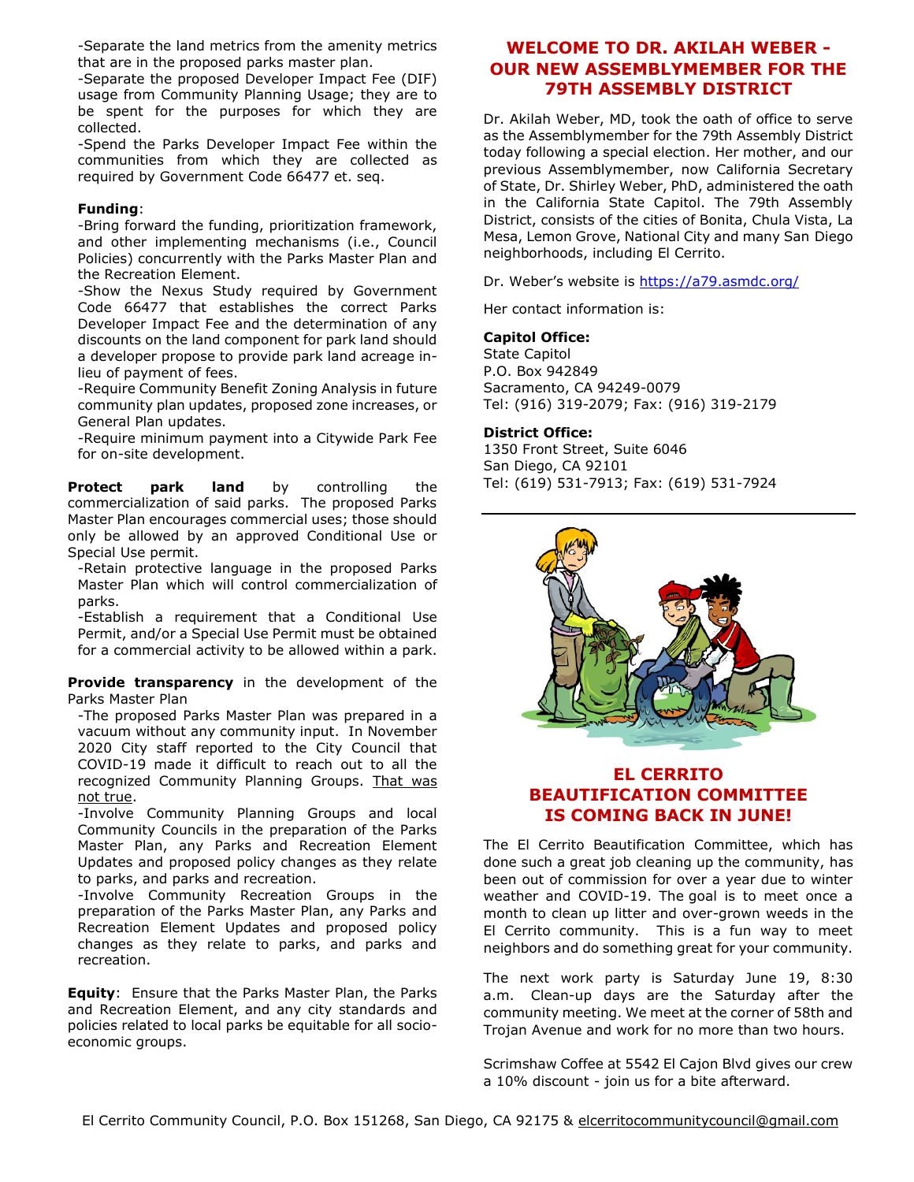-Separate the land metrics from the amenity metrics that are in the proposed parks master plan.

-Separate the proposed Developer Impact Fee (DIF) usage from Community Planning Usage; they are to be spent for the purposes for which they are collected.

-Spend the Parks Developer Impact Fee within the communities from which they are collected as required by Government Code 66477 et. seq.

**Funding**:

-Bring forward the funding, prioritization framework, and other implementing mechanisms (i.e., Council Policies) concurrently with the Parks Master Plan and the Recreation Element.

-Show the Nexus Study required by Government Code 66477 that establishes the correct Parks Developer Impact Fee and the determination of any discounts on the land component for park land should a developer propose to provide park land acreage in-lieu of payment of fees.

-Require Community Benefit Zoning Analysis in future community plan updates, proposed zone increases, or General Plan updates.

-Require minimum payment into a Citywide Park Fee for on-site development.

**Protect park land** by controlling the commercialization of said parks. The proposed Parks Master Plan encourages commercial uses; those should only be allowed by an approved Conditional Use or Special Use permit.

-Retain protective language in the proposed Parks Master Plan which will control commercialization of parks.

-Establish a requirement that a Conditional Use Permit, and/or a Special Use Permit must be obtained for a commercial activity to be allowed within a park.

**Provide transparency** in the development of the Parks Master Plan

-The proposed Parks Master Plan was prepared in a vacuum without any community input. In November 2020 City staff reported to the City Council that COVID-19 made it difficult to reach out to all the recognized Community Planning Groups. <u>That was not true</u>.

-Involve Community Planning Groups and local Community Councils in the preparation of the Parks Master Plan, any Parks and Recreation Element Updates and proposed policy changes as they relate to parks, and parks and recreation.

-Involve Community Recreation Groups in the preparation of the Parks Master Plan, any Parks and Recreation Element Updates and proposed policy changes as they relate to parks, and parks and recreation.

**Equity**: Ensure that the Parks Master Plan, the Parks and Recreation Element, and any city standards and policies related to local parks be equitable for all socio-economic groups.

## WELCOME TO DR. AKILAH WEBER - OUR NEW ASSEMBLYMEMBER FOR THE 79TH ASSEMBLY DISTRICT

Dr. Akilah Weber, MD, took the oath of office to serve as the Assemblymember for the 79th Assembly District today following a special election. Her mother, and our previous Assemblymember, now California Secretary of State, Dr. Shirley Weber, PhD, administered the oath in the California State Capitol. The 79th Assembly District, consists of the cities of Bonita, Chula Vista, La Mesa, Lemon Grove, National City and many San Diego neighborhoods, including El Cerrito.

Dr. Weber's website is https://a79.asmdc.org/

Her contact information is:

**Capitol Office:**
State Capitol
P.O. Box 942849
Sacramento, CA 94249-0079
Tel: (916) 319-2079; Fax: (916) 319-2179

**District Office:**
1350 Front Street, Suite 6046
San Diego, CA 92101
Tel: (619) 531-7913; Fax: (619) 531-7924

## EL CERRITO BEAUTIFICATION COMMITTEE IS COMING BACK IN JUNE!

The El Cerrito Beautification Committee, which has done such a great job cleaning up the community, has been out of commission for over a year due to winter weather and COVID-19. The goal is to meet once a month to clean up litter and over-grown weeds in the El Cerrito community. This is a fun way to meet neighbors and do something great for your community.

The next work party is Saturday June 19, 8:30 a.m. Clean-up days are the Saturday after the community meeting. We meet at the corner of 58th and Trojan Avenue and work for no more than two hours.

Scrimshaw Coffee at 5542 El Cajon Blvd gives our crew a 10% discount - join us for a bite afterward.

El Cerrito Community Council, P.O. Box 151268, San Diego, CA 92175 & elcerritocommunitycouncil@gmail.com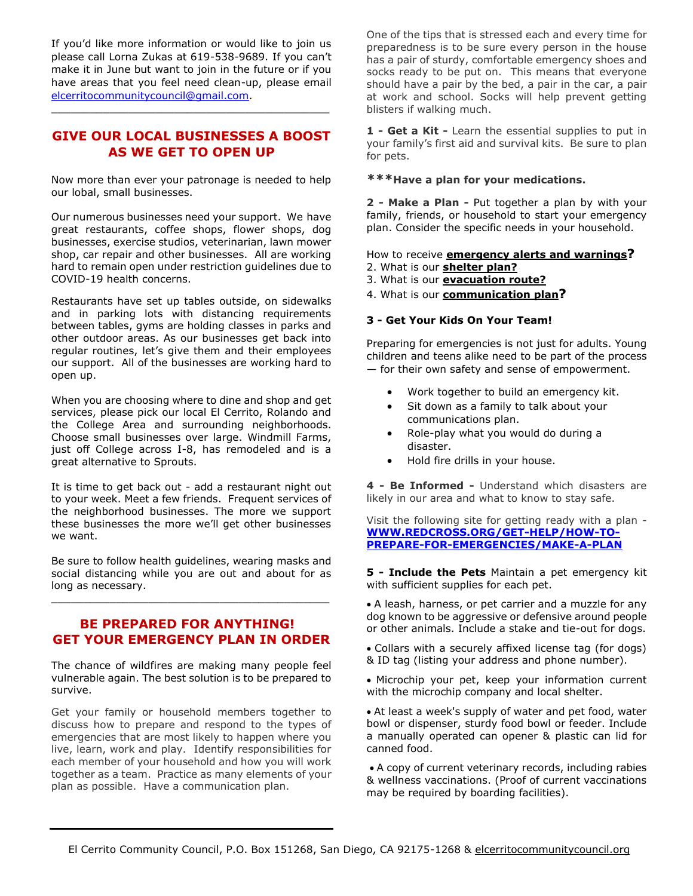If you'd like more information or would like to join us please call Lorna Zukas at 619-538-9689. If you can't make it in June but want to join in the future or if you have areas that you feel need clean-up, please email elcerritocommunitycouncil@gmail.com.

---

## GIVE OUR LOCAL BUSINESSES A BOOST AS WE GET TO OPEN UP

Now more than ever your patronage is needed to help our lobal, small businesses.

Our numerous businesses need your support. We have great restaurants, coffee shops, flower shops, dog businesses, exercise studios, veterinarian, lawn mower shop, car repair and other businesses. All are working hard to remain open under restriction guidelines due to COVID-19 health concerns.

Restaurants have set up tables outside, on sidewalks and in parking lots with distancing requirements between tables, gyms are holding classes in parks and other outdoor areas. As our businesses get back into regular routines, let's give them and their employees our support. All of the businesses are working hard to open up.

When you are choosing where to dine and shop and get services, please pick our local El Cerrito, Rolando and the College Area and surrounding neighborhoods. Choose small businesses over large. Windmill Farms, just off College across I-8, has remodeled and is a great alternative to Sprouts.

It is time to get back out - add a restaurant night out to your week. Meet a few friends. Frequent services of the neighborhood businesses. The more we support these businesses the more we'll get other businesses we want.

Be sure to follow health guidelines, wearing masks and social distancing while you are out and about for as long as necessary.

---

## BE PREPARED FOR ANYTHING! GET YOUR EMERGENCY PLAN IN ORDER

The chance of wildfires are making many people feel vulnerable again. The best solution is to be prepared to survive.

Get your family or household members together to discuss how to prepare and respond to the types of emergencies that are most likely to happen where you live, learn, work and play. Identify responsibilities for each member of your household and how you will work together as a team. Practice as many elements of your plan as possible. Have a communication plan.

One of the tips that is stressed each and every time for preparedness is to be sure every person in the house has a pair of sturdy, comfortable emergency shoes and socks ready to be put on. This means that everyone should have a pair by the bed, a pair in the car, a pair at work and school. Socks will help prevent getting blisters if walking much.

**1 - Get a Kit -** Learn the essential supplies to put in your family's first aid and survival kits. Be sure to plan for pets.

*****Have a plan for your medications.**

**2 - Make a Plan -** Put together a plan by with your family, friends, or household to start your emergency plan. Consider the specific needs in your household.

How to receive **emergency alerts and warnings?**
2. What is our **shelter plan?**
3. What is our **evacuation route?**
4. What is our **communication plan?**

**3 - Get Your Kids On Your Team!**

Preparing for emergencies is not just for adults. Young children and teens alike need to be part of the process — for their own safety and sense of empowerment.

- Work together to build an emergency kit.
- Sit down as a family to talk about your communications plan.
- Role-play what you would do during a disaster.
- Hold fire drills in your house.

**4 - Be Informed -** Understand which disasters are likely in our area and what to know to stay safe.

Visit the following site for getting ready with a plan - **WWW.REDCROSS.ORG/GET-HELP/HOW-TO-PREPARE-FOR-EMERGENCIES/MAKE-A-PLAN**

**5 - Include the Pets** Maintain a pet emergency kit with sufficient supplies for each pet.

- A leash, harness, or pet carrier and a muzzle for any dog known to be aggressive or defensive around people or other animals. Include a stake and tie-out for dogs.
- Collars with a securely affixed license tag (for dogs) & ID tag (listing your address and phone number).
- Microchip your pet, keep your information current with the microchip company and local shelter.
- At least a week's supply of water and pet food, water bowl or dispenser, sturdy food bowl or feeder. Include a manually operated can opener & plastic can lid for canned food.
- A copy of current veterinary records, including rabies & wellness vaccinations. (Proof of current vaccinations may be required by boarding facilities).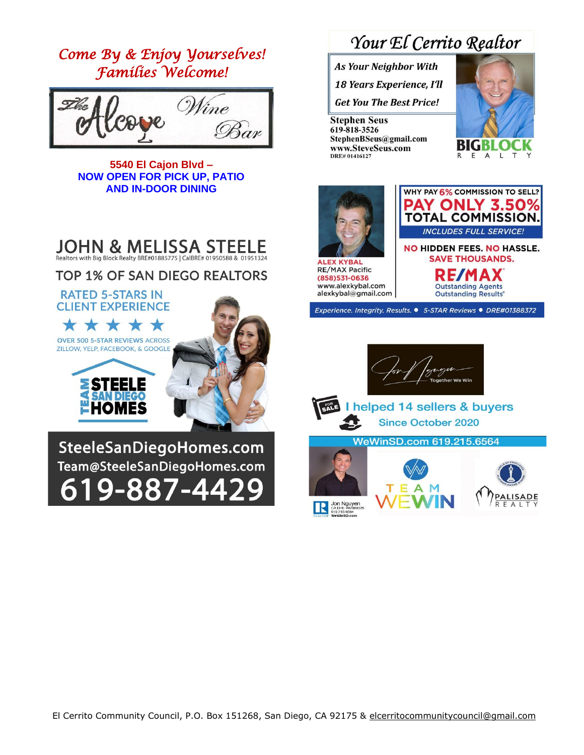*Come By & Enjoy Yourselves!*
*Families Welcome!*

The Alcove Wine Bar

**5540 El Cajon Blvd –**
**NOW OPEN FOR PICK UP, PATIO AND IN-DOOR DINING**

## JOHN & MELISSA STEELE

Realtors with Big Block Realty BRE#01885775 | CalBRE# 01950588 & 01951324

TOP 1% OF SAN DIEGO REALTORS

RATED 5-STARS IN CLIENT EXPERIENCE

★ ★ ★ ★ ★

OVER 500 5-STAR REVIEWS ACROSS ZILLOW, YELP, FACEBOOK, & GOOGLE

TEAM STEELE SAN DIEGO HOMES

**SteeleSanDiegoHomes.com**
**Team@SteeleSanDiegoHomes.com**
**619-887-4429**

## *Your El Cerrito Realtor*

***As Your Neighbor With 18 Years Experience, I'll Get You The Best Price!***

**Stephen Seus**
619-818-3526
StephenBSeus@gmail.com
www.SteveSeus.com
DRE# 01416127

BIGBLOCK REALTY

ALEX KYBAL
RE/MAX Pacific
(858)531-0636
www.alexkybal.com
alexkybal@gmail.com

WHY PAY 6% COMMISSION TO SELL?
**PAY ONLY 3.50% TOTAL COMMISSION.**
*INCLUDES FULL SERVICE!*

**NO HIDDEN FEES. NO HASSLE.**
**SAVE THOUSANDS.**

RE/MAX
Outstanding Agents
Outstanding Results®

*Experience. Integrity. Results.* ● *5-STAR Reviews* ● *DRE#01388372*

Jon Nguyen — Together We Win

**I helped 14 sellers & buyers**
**Since October 2020**

WeWinSD.com 619.215.6564

Jon Nguyen
CA DRE #02083029
619 215 6564
WeWinSD.com

TEAM WEWIN

PALISADE REALTY

El Cerrito Community Council, P.O. Box 151268, San Diego, CA 92175 & elcerritocommunitycouncil@gmail.com